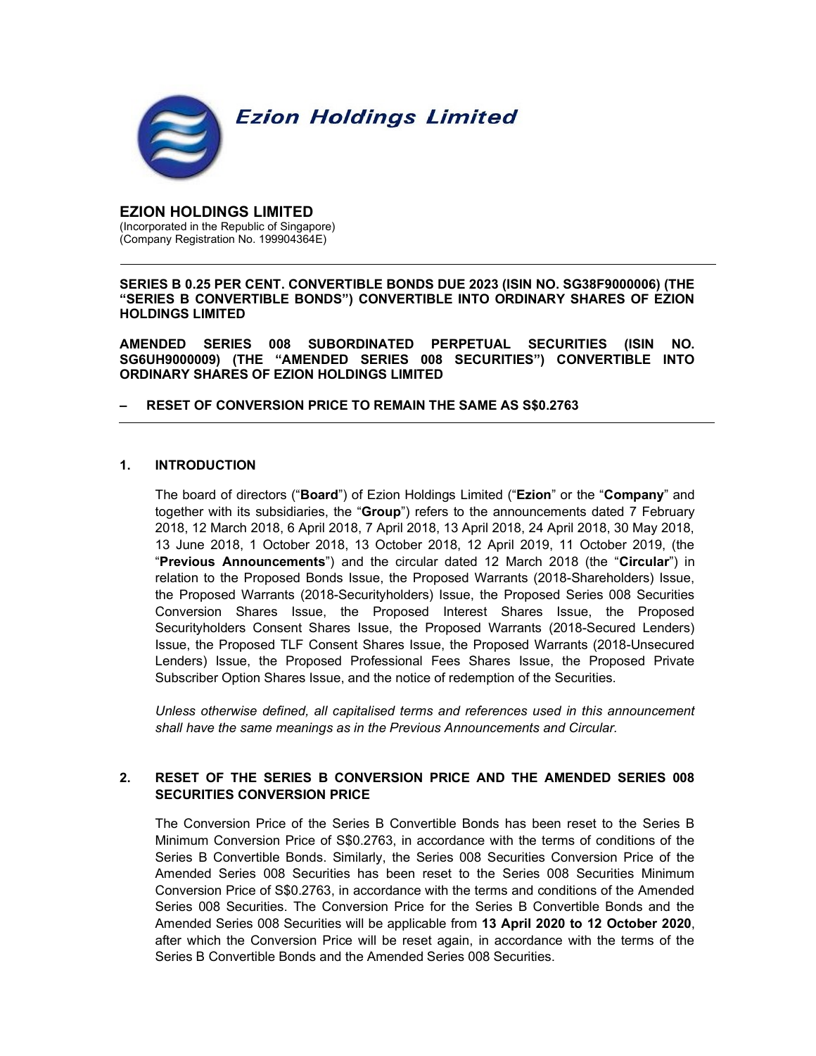Ezion Holdings Limited

# EZION HOLDINGS LIMITED

(Incorporated in the Republic of Singapore)
(Company Registration No. 199904364E)

---

**SERIES B 0.25 PER CENT. CONVERTIBLE BONDS DUE 2023 (ISIN NO. SG38F9000006) (THE "SERIES B CONVERTIBLE BONDS") CONVERTIBLE INTO ORDINARY SHARES OF EZION HOLDINGS LIMITED**

**AMENDED SERIES 008 SUBORDINATED PERPETUAL SECURITIES (ISIN NO. SG6UH9000009) (THE "AMENDED SERIES 008 SECURITIES") CONVERTIBLE INTO ORDINARY SHARES OF EZION HOLDINGS LIMITED**

**– RESET OF CONVERSION PRICE TO REMAIN THE SAME AS S$0.2763**

---

## 1. INTRODUCTION

The board of directors ("**Board**") of Ezion Holdings Limited ("**Ezion**" or the "**Company**" and together with its subsidiaries, the "**Group**") refers to the announcements dated 7 February 2018, 12 March 2018, 6 April 2018, 7 April 2018, 13 April 2018, 24 April 2018, 30 May 2018, 13 June 2018, 1 October 2018, 13 October 2018, 12 April 2019, 11 October 2019, (the "**Previous Announcements**") and the circular dated 12 March 2018 (the "**Circular**") in relation to the Proposed Bonds Issue, the Proposed Warrants (2018-Shareholders) Issue, the Proposed Warrants (2018-Securityholders) Issue, the Proposed Series 008 Securities Conversion Shares Issue, the Proposed Interest Shares Issue, the Proposed Securityholders Consent Shares Issue, the Proposed Warrants (2018-Secured Lenders) Issue, the Proposed TLF Consent Shares Issue, the Proposed Warrants (2018-Unsecured Lenders) Issue, the Proposed Professional Fees Shares Issue, the Proposed Private Subscriber Option Shares Issue, and the notice of redemption of the Securities.

*Unless otherwise defined, all capitalised terms and references used in this announcement shall have the same meanings as in the Previous Announcements and Circular.*

## 2. RESET OF THE SERIES B CONVERSION PRICE AND THE AMENDED SERIES 008 SECURITIES CONVERSION PRICE

The Conversion Price of the Series B Convertible Bonds has been reset to the Series B Minimum Conversion Price of S$0.2763, in accordance with the terms of conditions of the Series B Convertible Bonds. Similarly, the Series 008 Securities Conversion Price of the Amended Series 008 Securities has been reset to the Series 008 Securities Minimum Conversion Price of S$0.2763, in accordance with the terms and conditions of the Amended Series 008 Securities. The Conversion Price for the Series B Convertible Bonds and the Amended Series 008 Securities will be applicable from **13 April 2020 to 12 October 2020**, after which the Conversion Price will be reset again, in accordance with the terms of the Series B Convertible Bonds and the Amended Series 008 Securities.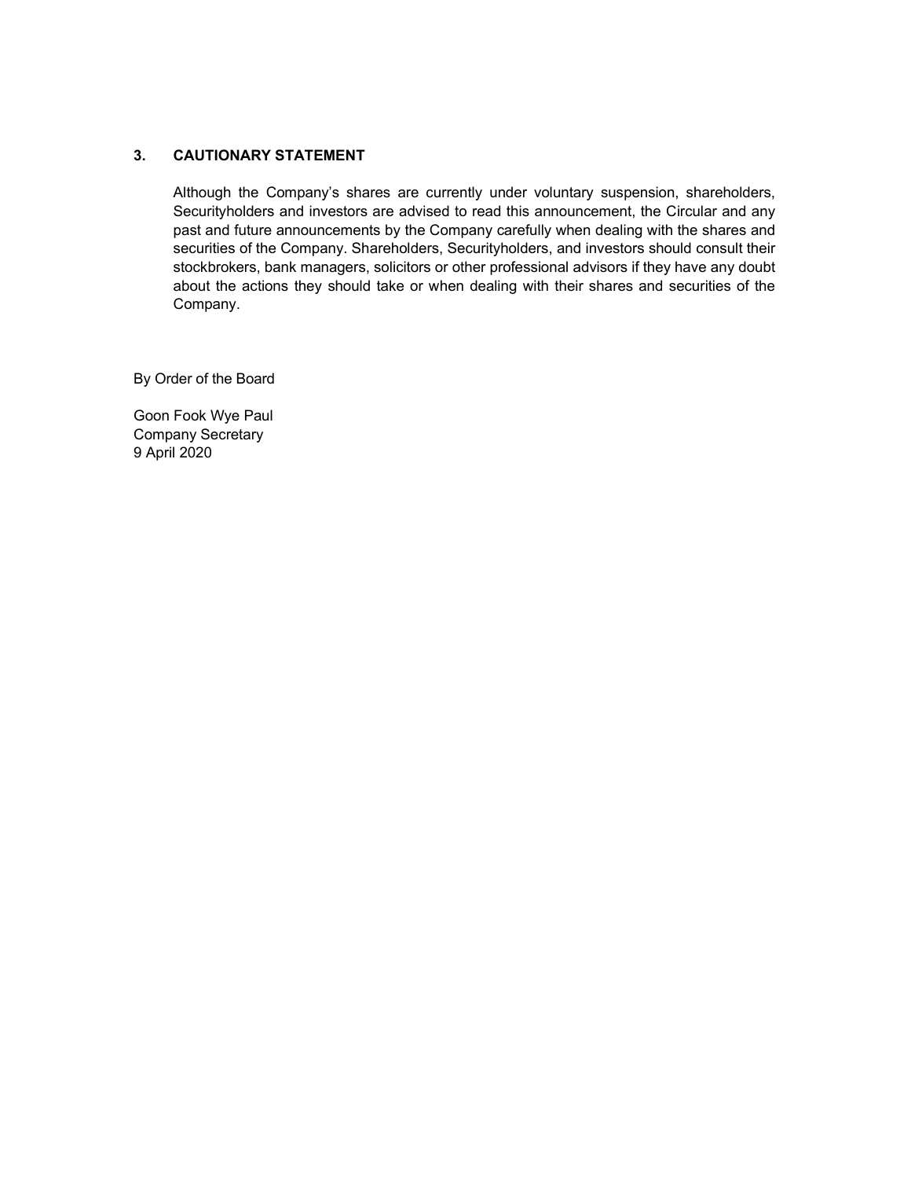## 3. CAUTIONARY STATEMENT

Although the Company's shares are currently under voluntary suspension, shareholders, Securityholders and investors are advised to read this announcement, the Circular and any past and future announcements by the Company carefully when dealing with the shares and securities of the Company. Shareholders, Securityholders, and investors should consult their stockbrokers, bank managers, solicitors or other professional advisors if they have any doubt about the actions they should take or when dealing with their shares and securities of the Company.

By Order of the Board

Goon Fook Wye Paul
Company Secretary
9 April 2020